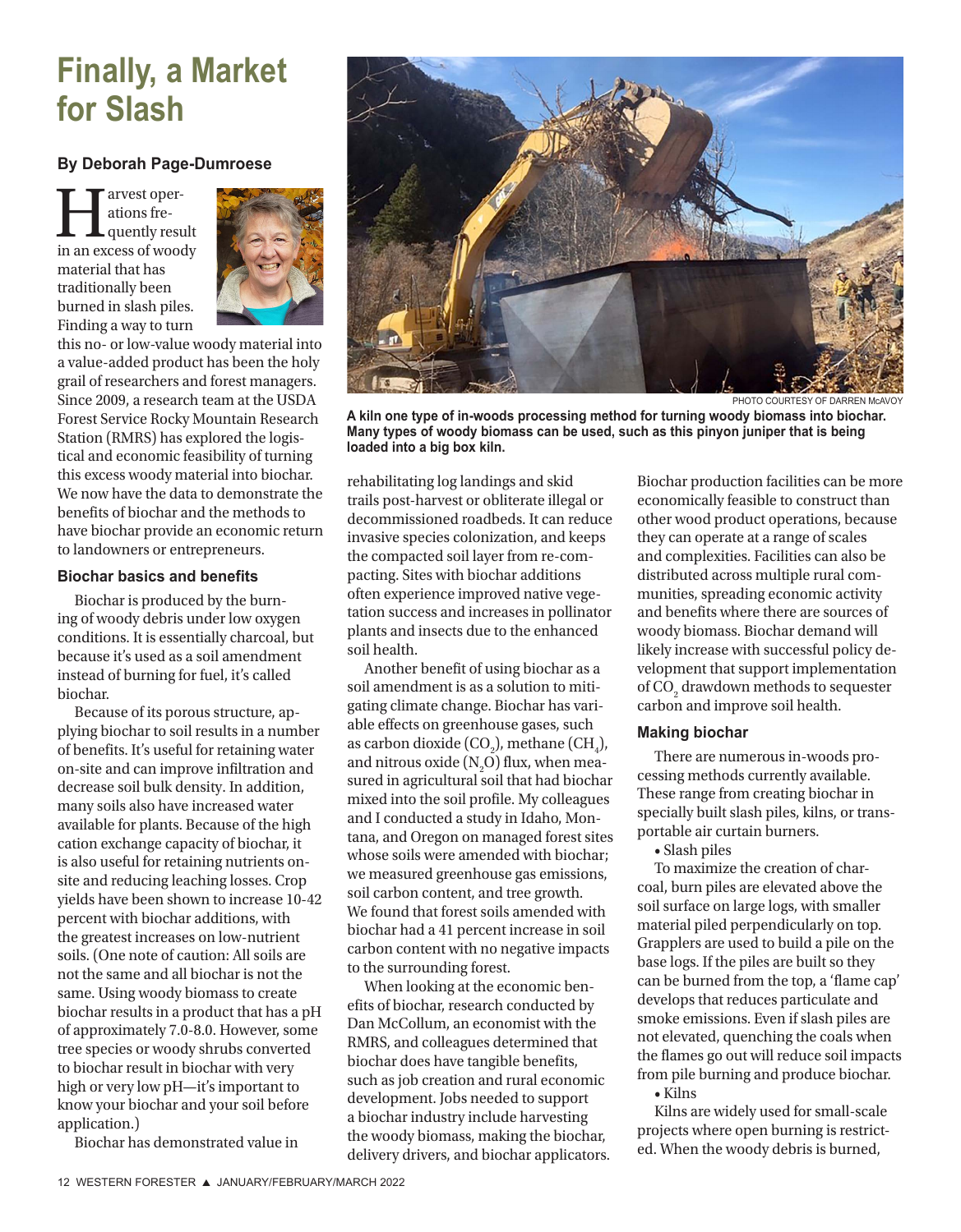# Finally, a Market for Slash

**By Deborah Page-Dumroese**

Harvest operations frequently result in an excess of woody material that has traditionally been burned in slash piles. Finding a way to turn this no- or low-value woody material into a value-added product has been the holy grail of researchers and forest managers. Since 2009, a research team at the USDA Forest Service Rocky Mountain Research Station (RMRS) has explored the logistical and economic feasibility of turning this excess woody material into biochar. We now have the data to demonstrate the benefits of biochar and the methods to have biochar provide an economic return to landowners or entrepreneurs.

PHOTO COURTESY OF DARREN McAVOY

**A kiln one type of in-woods processing method for turning woody biomass into biochar. Many types of woody biomass can be used, such as this pinyon juniper that is being loaded into a big box kiln.**

### Biochar basics and benefits

Biochar is produced by the burning of woody debris under low oxygen conditions. It is essentially charcoal, but because it's used as a soil amendment instead of burning for fuel, it's called biochar.

Because of its porous structure, applying biochar to soil results in a number of benefits. It's useful for retaining water on-site and can improve infiltration and decrease soil bulk density. In addition, many soils also have increased water available for plants. Because of the high cation exchange capacity of biochar, it is also useful for retaining nutrients on-site and reducing leaching losses. Crop yields have been shown to increase 10-42 percent with biochar additions, with the greatest increases on low-nutrient soils. (One note of caution: All soils are not the same and all biochar is not the same. Using woody biomass to create biochar results in a product that has a pH of approximately 7.0-8.0. However, some tree species or woody shrubs converted to biochar result in biochar with very high or very low pH—it's important to know your biochar and your soil before application.)

Biochar has demonstrated value in rehabilitating log landings and skid trails post-harvest or obliterate illegal or decommissioned roadbeds. It can reduce invasive species colonization, and keeps the compacted soil layer from re-compacting. Sites with biochar additions often experience improved native vegetation success and increases in pollinator plants and insects due to the enhanced soil health.

Another benefit of using biochar as a soil amendment is as a solution to mitigating climate change. Biochar has variable effects on greenhouse gases, such as carbon dioxide ($CO_2$), methane ($CH_4$), and nitrous oxide ($N_2O$) flux, when measured in agricultural soil that had biochar mixed into the soil profile. My colleagues and I conducted a study in Idaho, Montana, and Oregon on managed forest sites whose soils were amended with biochar; we measured greenhouse gas emissions, soil carbon content, and tree growth. We found that forest soils amended with biochar had a 41 percent increase in soil carbon content with no negative impacts to the surrounding forest.

When looking at the economic benefits of biochar, research conducted by Dan McCollum, an economist with the RMRS, and colleagues determined that biochar does have tangible benefits, such as job creation and rural economic development. Jobs needed to support a biochar industry include harvesting the woody biomass, making the biochar, delivery drivers, and biochar applicators. Biochar production facilities can be more economically feasible to construct than other wood product operations, because they can operate at a range of scales and complexities. Facilities can also be distributed across multiple rural communities, spreading economic activity and benefits where there are sources of woody biomass. Biochar demand will likely increase with successful policy development that support implementation of $CO_2$ drawdown methods to sequester carbon and improve soil health.

### Making biochar

There are numerous in-woods processing methods currently available. These range from creating biochar in specially built slash piles, kilns, or transportable air curtain burners.

- Slash piles

To maximize the creation of charcoal, burn piles are elevated above the soil surface on large logs, with smaller material piled perpendicularly on top. Grapplers are used to build a pile on the base logs. If the piles are built so they can be burned from the top, a 'flame cap' develops that reduces particulate and smoke emissions. Even if slash piles are not elevated, quenching the coals when the flames go out will reduce soil impacts from pile burning and produce biochar.

- Kilns

Kilns are widely used for small-scale projects where open burning is restricted. When the woody debris is burned,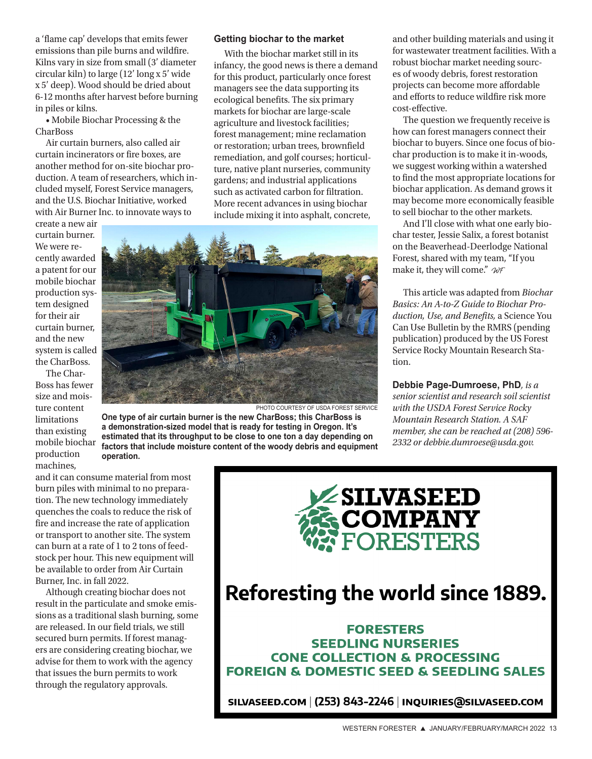a 'flame cap' develops that emits fewer emissions than pile burns and wildfire. Kilns vary in size from small (3' diameter circular kiln) to large (12' long x 5' wide x 5' deep). Wood should be dried about 6-12 months after harvest before burning in piles or kilns.

• Mobile Biochar Processing & the CharBoss

Air curtain burners, also called air curtain incinerators or fire boxes, are another method for on-site biochar production. A team of researchers, which included myself, Forest Service managers, and the U.S. Biochar Initiative, worked with Air Burner Inc. to innovate ways to create a new air curtain burner. We were recently awarded a patent for our mobile biochar production system designed for their air curtain burner, and the new system is called the CharBoss.

The CharBoss has fewer size and moisture content limitations than existing mobile biochar production machines, and it can consume material from most burn piles with minimal to no preparation. The new technology immediately quenches the coals to reduce the risk of fire and increase the rate of application or transport to another site. The system can burn at a rate of 1 to 2 tons of feedstock per hour. This new equipment will be available to order from Air Curtain Burner, Inc. in fall 2022.

Although creating biochar does not result in the particulate and smoke emissions as a traditional slash burning, some are released. In our field trials, we still secured burn permits. If forest managers are considering creating biochar, we advise for them to work with the agency that issues the burn permits to work through the regulatory approvals.

PHOTO COURTESY OF USDA FOREST SERVICE

**One type of air curtain burner is the new CharBoss; this CharBoss is a demonstration-sized model that is ready for testing in Oregon. It's estimated that its throughput to be close to one ton a day depending on factors that include moisture content of the woody debris and equipment operation.**

### Getting biochar to the market

With the biochar market still in its infancy, the good news is there a demand for this product, particularly once forest managers see the data supporting its ecological benefits. The six primary markets for biochar are large-scale agriculture and livestock facilities; forest management; mine reclamation or restoration; urban trees, brownfield remediation, and golf courses; horticulture, native plant nurseries, community gardens; and industrial applications such as activated carbon for filtration. More recent advances in using biochar include mixing it into asphalt, concrete, and other building materials and using it for wastewater treatment facilities. With a robust biochar market needing sources of woody debris, forest restoration projects can become more affordable and efforts to reduce wildfire risk more cost-effective.

The question we frequently receive is how can forest managers connect their biochar to buyers. Since one focus of biochar production is to make it in-woods, we suggest working within a watershed to find the most appropriate locations for biochar application. As demand grows it may become more economically feasible to sell biochar to the other markets.

And I'll close with what one early biochar tester, Jessie Salix, a forest botanist on the Beaverhead-Deerlodge National Forest, shared with my team, "If you make it, they will come." *WF*

This article was adapted from *Biochar Basics: An A-to-Z Guide to Biochar Production, Use, and Benefits,* a Science You Can Use Bulletin by the RMRS (pending publication) produced by the US Forest Service Rocky Mountain Research Station.

**Debbie Page-Dumroese, PhD***, is a senior scientist and research soil scientist with the USDA Forest Service Rocky Mountain Research Station. A SAF member, she can be reached at (208) 596-2332 or debbie.dumroese@usda.gov.*

SILVASEED COMPANY FORESTERS

**Reforesting the world since 1889.**

FORESTERS
SEEDLING NURSERIES
CONE COLLECTION & PROCESSING
FOREIGN & DOMESTIC SEED & SEEDLING SALES

SILVASEED.COM | (253) 843-2246 | INQUIRIES@SILVASEED.COM